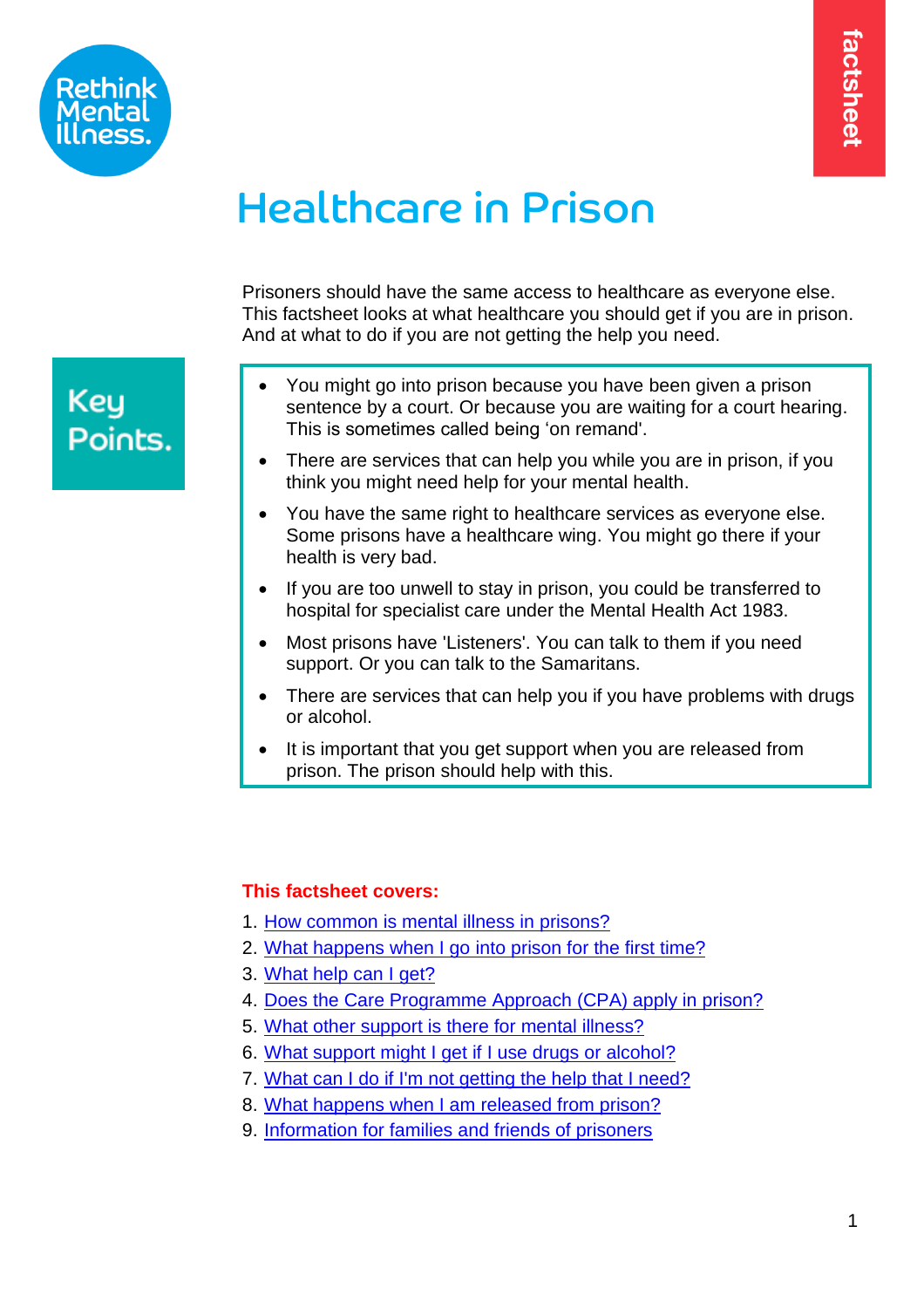Rethink Mental Illness.

factsheet

# Healthcare in Prison

Prisoners should have the same access to healthcare as everyone else. This factsheet looks at what healthcare you should get if you are in prison. And at what to do if you are not getting the help you need.

## Key Points.

- You might go into prison because you have been given a prison sentence by a court. Or because you are waiting for a court hearing. This is sometimes called being 'on remand'.
- There are services that can help you while you are in prison, if you think you might need help for your mental health.
- You have the same right to healthcare services as everyone else. Some prisons have a healthcare wing. You might go there if your health is very bad.
- If you are too unwell to stay in prison, you could be transferred to hospital for specialist care under the Mental Health Act 1983.
- Most prisons have 'Listeners'. You can talk to them if you need support. Or you can talk to the Samaritans.
- There are services that can help you if you have problems with drugs or alcohol.
- It is important that you get support when you are released from prison. The prison should help with this.

**This factsheet covers:**

1. How common is mental illness in prisons?
2. What happens when I go into prison for the first time?
3. What help can I get?
4. Does the Care Programme Approach (CPA) apply in prison?
5. What other support is there for mental illness?
6. What support might I get if I use drugs or alcohol?
7. What can I do if I'm not getting the help that I need?
8. What happens when I am released from prison?
9. Information for families and friends of prisoners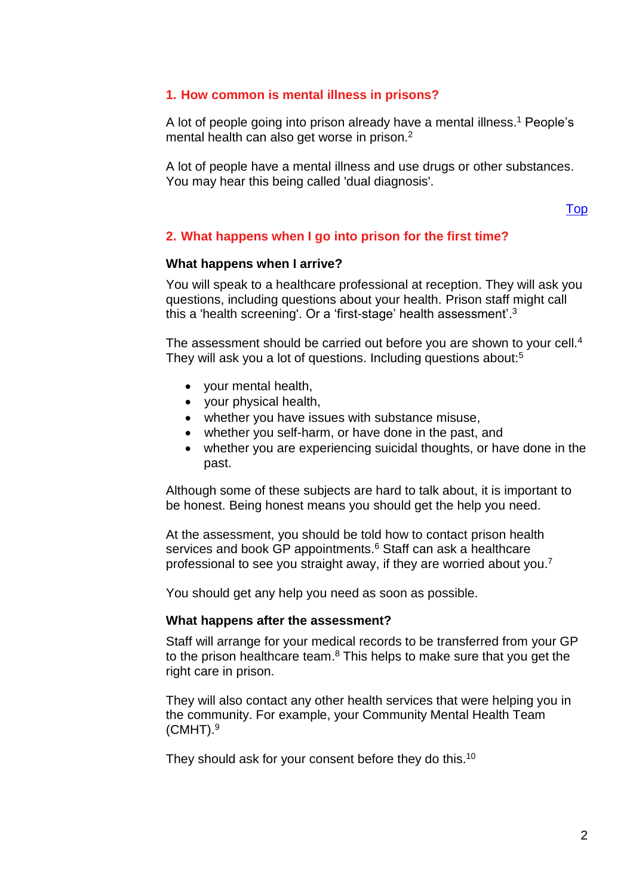## 1. How common is mental illness in prisons?

A lot of people going into prison already have a mental illness.[1] People's mental health can also get worse in prison.[2]

A lot of people have a mental illness and use drugs or other substances. You may hear this being called 'dual diagnosis'.

Top

## 2. What happens when I go into prison for the first time?

**What happens when I arrive?**

You will speak to a healthcare professional at reception. They will ask you questions, including questions about your health. Prison staff might call this a 'health screening'. Or a 'first-stage' health assessment'.[3]

The assessment should be carried out before you are shown to your cell.[4] They will ask you a lot of questions. Including questions about:[5]

- your mental health,
- your physical health,
- whether you have issues with substance misuse,
- whether you self-harm, or have done in the past, and
- whether you are experiencing suicidal thoughts, or have done in the past.

Although some of these subjects are hard to talk about, it is important to be honest. Being honest means you should get the help you need.

At the assessment, you should be told how to contact prison health services and book GP appointments.[6] Staff can ask a healthcare professional to see you straight away, if they are worried about you.[7]

You should get any help you need as soon as possible.

**What happens after the assessment?**

Staff will arrange for your medical records to be transferred from your GP to the prison healthcare team.[8] This helps to make sure that you get the right care in prison.

They will also contact any other health services that were helping you in the community. For example, your Community Mental Health Team (CMHT).[9]

They should ask for your consent before they do this.[10]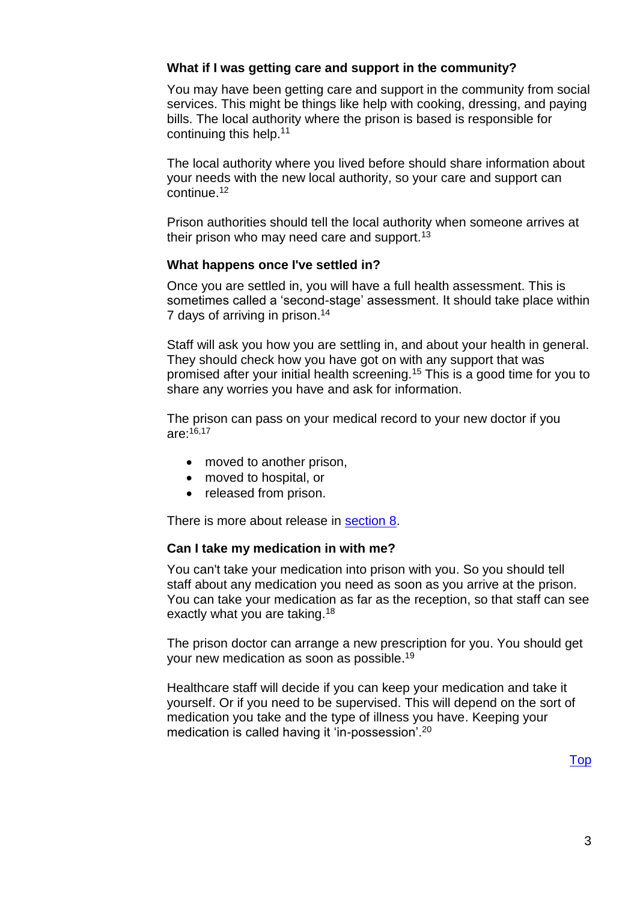### What if I was getting care and support in the community?

You may have been getting care and support in the community from social services. This might be things like help with cooking, dressing, and paying bills. The local authority where the prison is based is responsible for continuing this help.[11]

The local authority where you lived before should share information about your needs with the new local authority, so your care and support can continue.[12]

Prison authorities should tell the local authority when someone arrives at their prison who may need care and support.[13]

### What happens once I've settled in?

Once you are settled in, you will have a full health assessment. This is sometimes called a 'second-stage' assessment. It should take place within 7 days of arriving in prison.[14]

Staff will ask you how you are settling in, and about your health in general. They should check how you have got on with any support that was promised after your initial health screening.[15] This is a good time for you to share any worries you have and ask for information.

The prison can pass on your medical record to your new doctor if you are:[16,17]

- moved to another prison,
- moved to hospital, or
- released from prison.

There is more about release in section 8.

### Can I take my medication in with me?

You can't take your medication into prison with you. So you should tell staff about any medication you need as soon as you arrive at the prison. You can take your medication as far as the reception, so that staff can see exactly what you are taking.[18]

The prison doctor can arrange a new prescription for you. You should get your new medication as soon as possible.[19]

Healthcare staff will decide if you can keep your medication and take it yourself. Or if you need to be supervised. This will depend on the sort of medication you take and the type of illness you have. Keeping your medication is called having it 'in-possession'.[20]

Top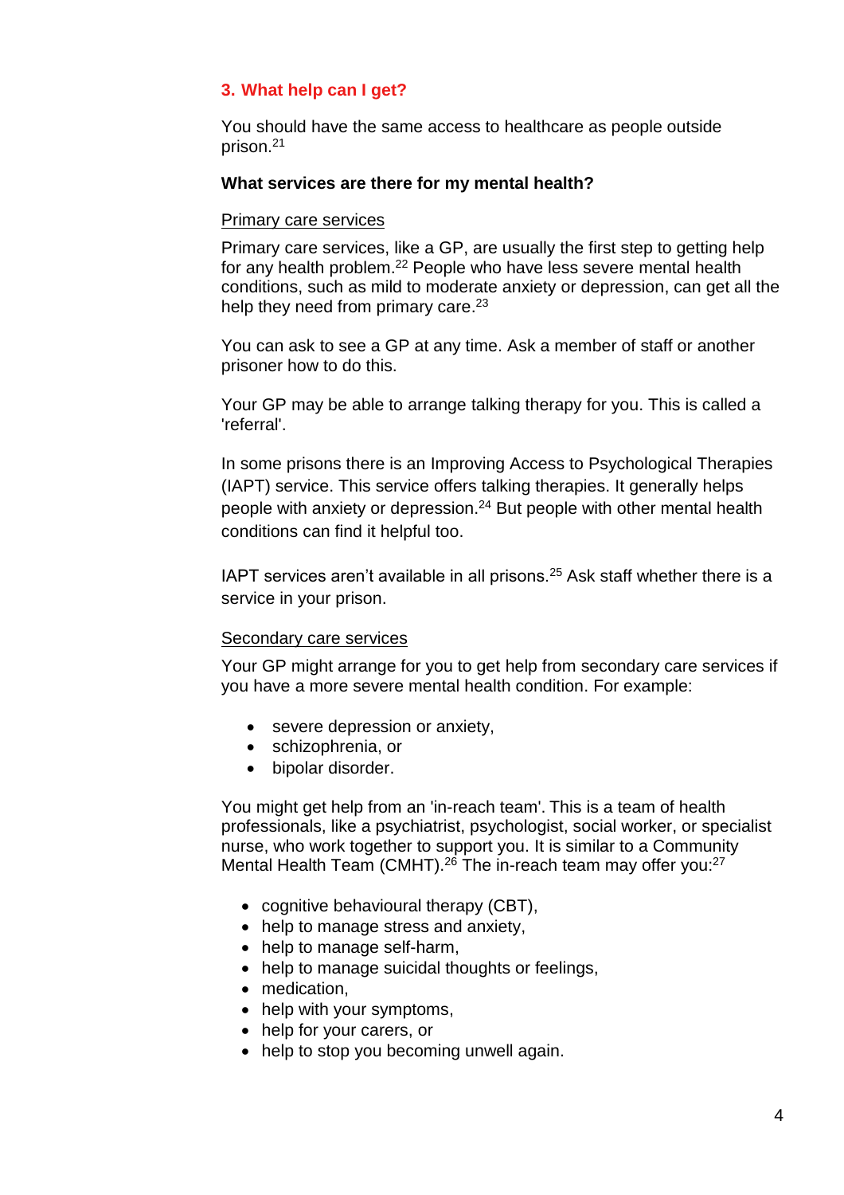## 3. What help can I get?

You should have the same access to healthcare as people outside prison.[21]

### What services are there for my mental health?

Primary care services

Primary care services, like a GP, are usually the first step to getting help for any health problem.[22] People who have less severe mental health conditions, such as mild to moderate anxiety or depression, can get all the help they need from primary care.[23]

You can ask to see a GP at any time. Ask a member of staff or another prisoner how to do this.

Your GP may be able to arrange talking therapy for you. This is called a 'referral'.

In some prisons there is an Improving Access to Psychological Therapies (IAPT) service. This service offers talking therapies. It generally helps people with anxiety or depression.[24] But people with other mental health conditions can find it helpful too.

IAPT services aren't available in all prisons.[25] Ask staff whether there is a service in your prison.

Secondary care services

Your GP might arrange for you to get help from secondary care services if you have a more severe mental health condition. For example:

- severe depression or anxiety,
- schizophrenia, or
- bipolar disorder.

You might get help from an 'in-reach team'. This is a team of health professionals, like a psychiatrist, psychologist, social worker, or specialist nurse, who work together to support you. It is similar to a Community Mental Health Team (CMHT).[26] The in-reach team may offer you:[27]

- cognitive behavioural therapy (CBT),
- help to manage stress and anxiety,
- help to manage self-harm,
- help to manage suicidal thoughts or feelings,
- medication,
- help with your symptoms,
- help for your carers, or
- help to stop you becoming unwell again.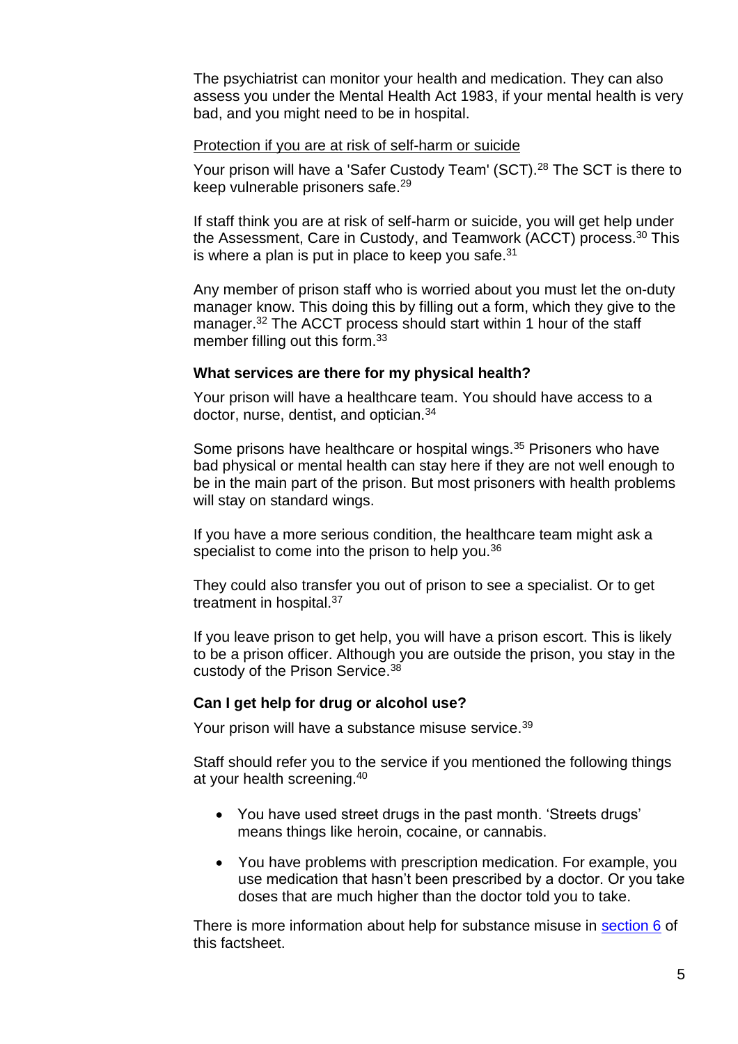The psychiatrist can monitor your health and medication. They can also assess you under the Mental Health Act 1983, if your mental health is very bad, and you might need to be in hospital.

Protection if you are at risk of self-harm or suicide

Your prison will have a 'Safer Custody Team' (SCT).[28] The SCT is there to keep vulnerable prisoners safe.[29]

If staff think you are at risk of self-harm or suicide, you will get help under the Assessment, Care in Custody, and Teamwork (ACCT) process.[30] This is where a plan is put in place to keep you safe.[31]

Any member of prison staff who is worried about you must let the on-duty manager know. This doing this by filling out a form, which they give to the manager.[32] The ACCT process should start within 1 hour of the staff member filling out this form.[33]

### What services are there for my physical health?

Your prison will have a healthcare team. You should have access to a doctor, nurse, dentist, and optician.[34]

Some prisons have healthcare or hospital wings.[35] Prisoners who have bad physical or mental health can stay here if they are not well enough to be in the main part of the prison. But most prisoners with health problems will stay on standard wings.

If you have a more serious condition, the healthcare team might ask a specialist to come into the prison to help you.[36]

They could also transfer you out of prison to see a specialist. Or to get treatment in hospital.[37]

If you leave prison to get help, you will have a prison escort. This is likely to be a prison officer. Although you are outside the prison, you stay in the custody of the Prison Service.[38]

### Can I get help for drug or alcohol use?

Your prison will have a substance misuse service.[39]

Staff should refer you to the service if you mentioned the following things at your health screening.[40]

- You have used street drugs in the past month. 'Streets drugs' means things like heroin, cocaine, or cannabis.
- You have problems with prescription medication. For example, you use medication that hasn't been prescribed by a doctor. Or you take doses that are much higher than the doctor told you to take.

There is more information about help for substance misuse in section 6 of this factsheet.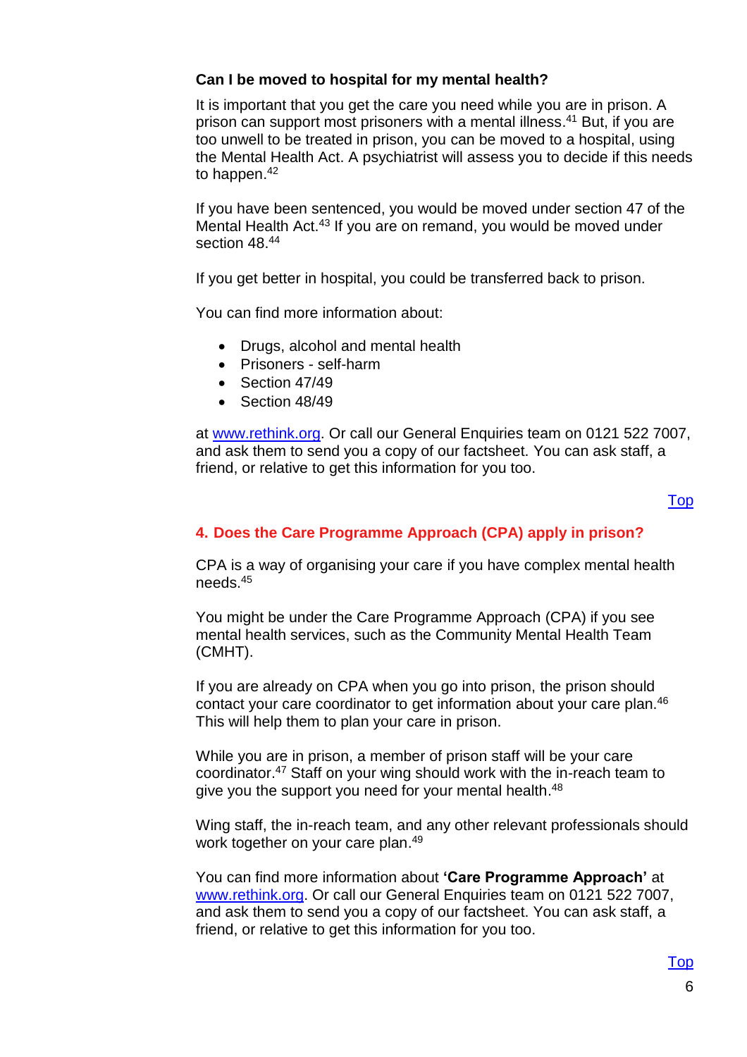### Can I be moved to hospital for my mental health?

It is important that you get the care you need while you are in prison. A prison can support most prisoners with a mental illness.[41] But, if you are too unwell to be treated in prison, you can be moved to a hospital, using the Mental Health Act. A psychiatrist will assess you to decide if this needs to happen.[42]

If you have been sentenced, you would be moved under section 47 of the Mental Health Act.[43] If you are on remand, you would be moved under section 48.[44]

If you get better in hospital, you could be transferred back to prison.

You can find more information about:

- Drugs, alcohol and mental health
- Prisoners - self-harm
- Section 47/49
- Section 48/49

at [www.rethink.org](www.rethink.org). Or call our General Enquiries team on 0121 522 7007, and ask them to send you a copy of our factsheet. You can ask staff, a friend, or relative to get this information for you too.

[Top]()

## 4. Does the Care Programme Approach (CPA) apply in prison?

CPA is a way of organising your care if you have complex mental health needs.[45]

You might be under the Care Programme Approach (CPA) if you see mental health services, such as the Community Mental Health Team (CMHT).

If you are already on CPA when you go into prison, the prison should contact your care coordinator to get information about your care plan.[46] This will help them to plan your care in prison.

While you are in prison, a member of prison staff will be your care coordinator.[47] Staff on your wing should work with the in-reach team to give you the support you need for your mental health.[48]

Wing staff, the in-reach team, and any other relevant professionals should work together on your care plan.[49]

You can find more information about **'Care Programme Approach'** at [www.rethink.org](www.rethink.org). Or call our General Enquiries team on 0121 522 7007, and ask them to send you a copy of our factsheet. You can ask staff, a friend, or relative to get this information for you too.

[Top]()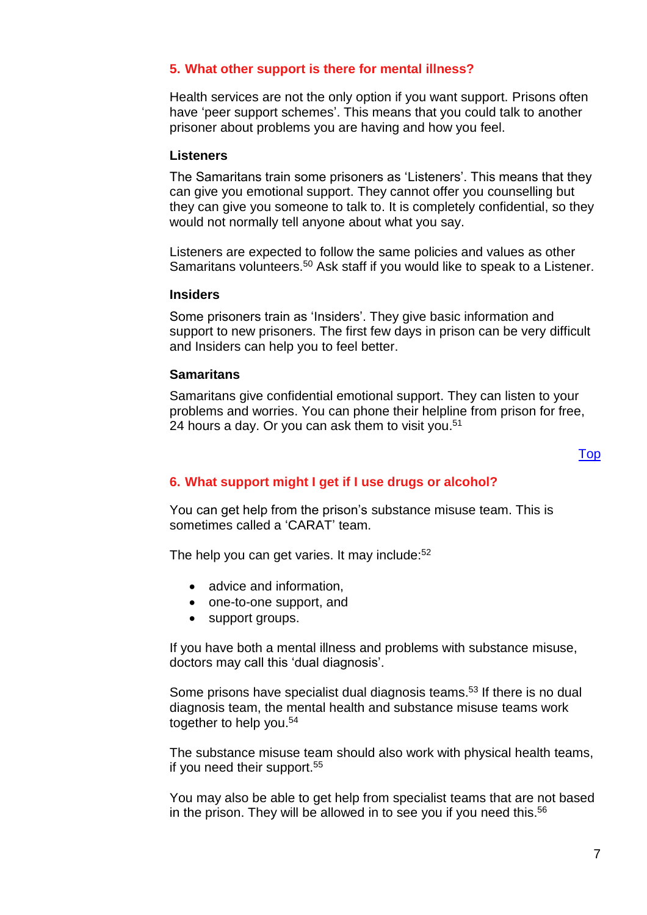## 5. What other support is there for mental illness?

Health services are not the only option if you want support. Prisons often have 'peer support schemes'. This means that you could talk to another prisoner about problems you are having and how you feel.

### Listeners

The Samaritans train some prisoners as 'Listeners'. This means that they can give you emotional support. They cannot offer you counselling but they can give you someone to talk to. It is completely confidential, so they would not normally tell anyone about what you say.

Listeners are expected to follow the same policies and values as other Samaritans volunteers.[50] Ask staff if you would like to speak to a Listener.

### Insiders

Some prisoners train as 'Insiders'. They give basic information and support to new prisoners. The first few days in prison can be very difficult and Insiders can help you to feel better.

### Samaritans

Samaritans give confidential emotional support. They can listen to your problems and worries. You can phone their helpline from prison for free, 24 hours a day. Or you can ask them to visit you.[51]

Top

## 6. What support might I get if I use drugs or alcohol?

You can get help from the prison's substance misuse team. This is sometimes called a 'CARAT' team.

The help you can get varies. It may include:[52]

- advice and information,
- one-to-one support, and
- support groups.

If you have both a mental illness and problems with substance misuse, doctors may call this 'dual diagnosis'.

Some prisons have specialist dual diagnosis teams.[53] If there is no dual diagnosis team, the mental health and substance misuse teams work together to help you.[54]

The substance misuse team should also work with physical health teams, if you need their support.[55]

You may also be able to get help from specialist teams that are not based in the prison. They will be allowed in to see you if you need this.[56]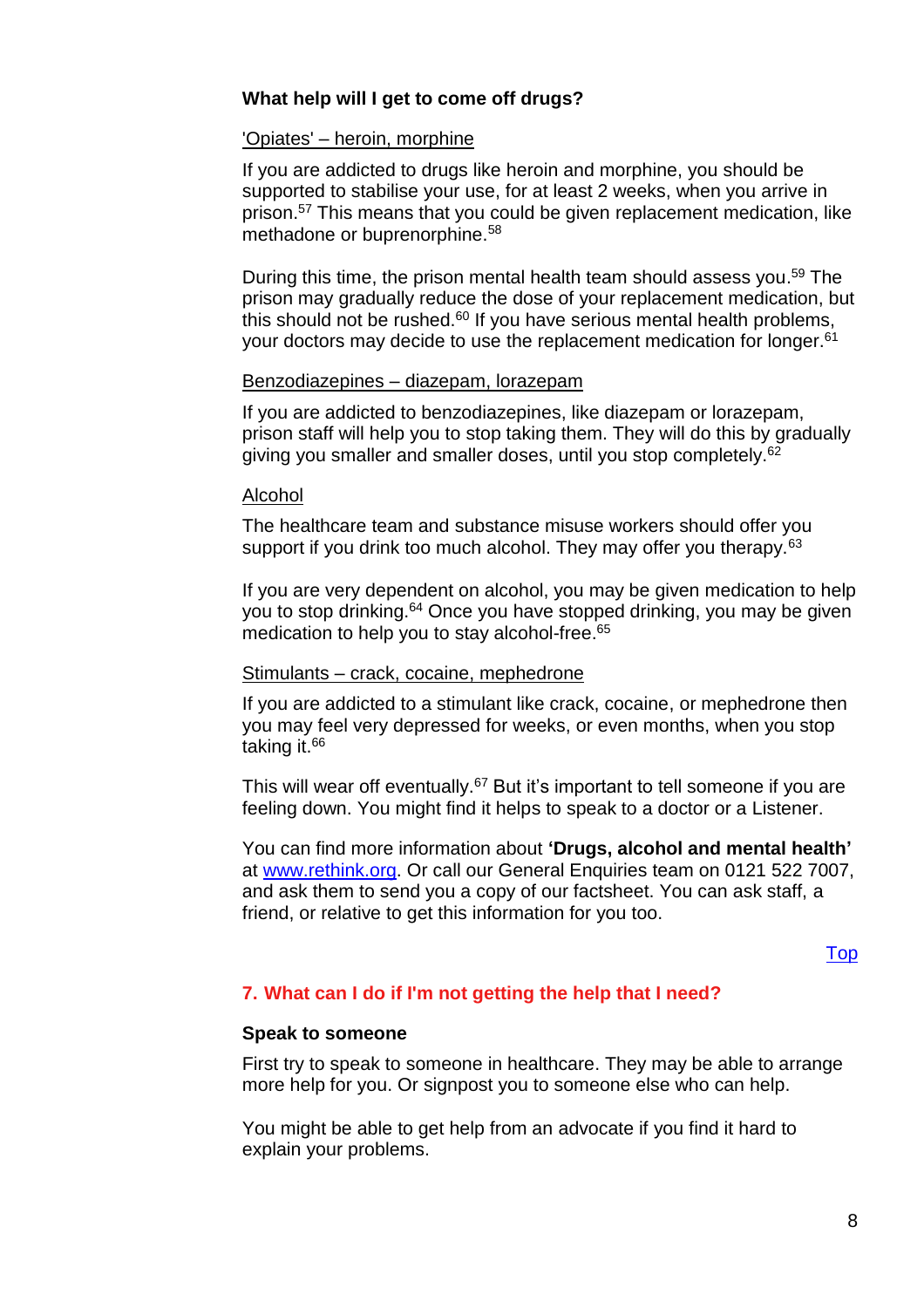**What help will I get to come off drugs?**

'Opiates' – heroin, morphine

If you are addicted to drugs like heroin and morphine, you should be supported to stabilise your use, for at least 2 weeks, when you arrive in prison.[57] This means that you could be given replacement medication, like methadone or buprenorphine.[58]

During this time, the prison mental health team should assess you.[59] The prison may gradually reduce the dose of your replacement medication, but this should not be rushed.[60] If you have serious mental health problems, your doctors may decide to use the replacement medication for longer.[61]

Benzodiazepines – diazepam, lorazepam

If you are addicted to benzodiazepines, like diazepam or lorazepam, prison staff will help you to stop taking them. They will do this by gradually giving you smaller and smaller doses, until you stop completely.[62]

Alcohol

The healthcare team and substance misuse workers should offer you support if you drink too much alcohol. They may offer you therapy.[63]

If you are very dependent on alcohol, you may be given medication to help you to stop drinking.[64] Once you have stopped drinking, you may be given medication to help you to stay alcohol-free.[65]

Stimulants – crack, cocaine, mephedrone

If you are addicted to a stimulant like crack, cocaine, or mephedrone then you may feel very depressed for weeks, or even months, when you stop taking it.[66]

This will wear off eventually.[67] But it's important to tell someone if you are feeling down. You might find it helps to speak to a doctor or a Listener.

You can find more information about **'Drugs, alcohol and mental health'** at www.rethink.org. Or call our General Enquiries team on 0121 522 7007, and ask them to send you a copy of our factsheet. You can ask staff, a friend, or relative to get this information for you too.

Top

## 7. What can I do if I'm not getting the help that I need?

**Speak to someone**

First try to speak to someone in healthcare. They may be able to arrange more help for you. Or signpost you to someone else who can help.

You might be able to get help from an advocate if you find it hard to explain your problems.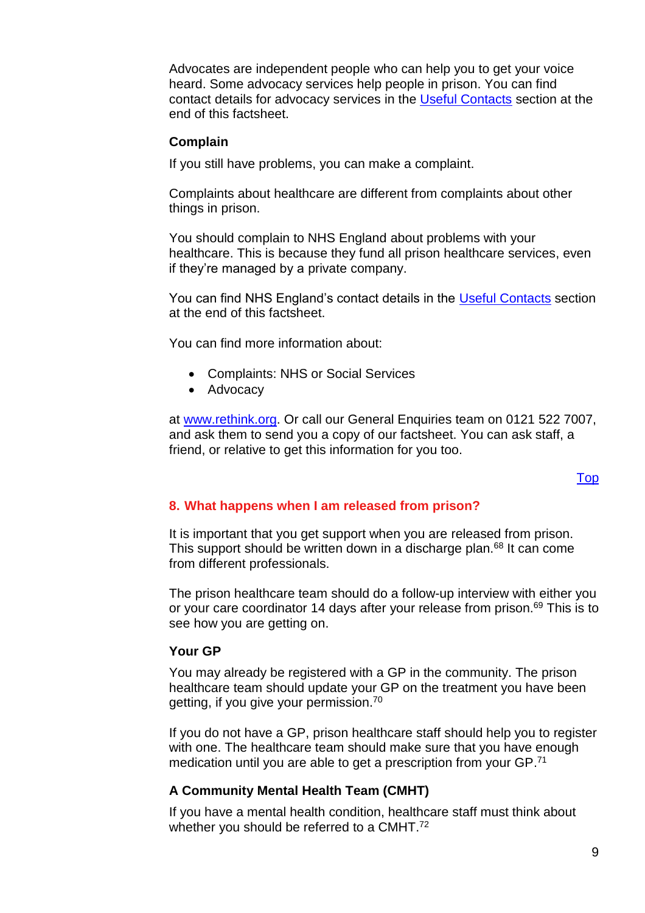Advocates are independent people who can help you to get your voice heard. Some advocacy services help people in prison. You can find contact details for advocacy services in the Useful Contacts section at the end of this factsheet.

### Complain

If you still have problems, you can make a complaint.

Complaints about healthcare are different from complaints about other things in prison.

You should complain to NHS England about problems with your healthcare. This is because they fund all prison healthcare services, even if they're managed by a private company.

You can find NHS England's contact details in the Useful Contacts section at the end of this factsheet.

You can find more information about:

- Complaints: NHS or Social Services
- Advocacy

at www.rethink.org. Or call our General Enquiries team on 0121 522 7007, and ask them to send you a copy of our factsheet. You can ask staff, a friend, or relative to get this information for you too.

Top

## 8. What happens when I am released from prison?

It is important that you get support when you are released from prison. This support should be written down in a discharge plan.[68] It can come from different professionals.

The prison healthcare team should do a follow-up interview with either you or your care coordinator 14 days after your release from prison.[69] This is to see how you are getting on.

### Your GP

You may already be registered with a GP in the community. The prison healthcare team should update your GP on the treatment you have been getting, if you give your permission.[70]

If you do not have a GP, prison healthcare staff should help you to register with one. The healthcare team should make sure that you have enough medication until you are able to get a prescription from your GP.[71]

### A Community Mental Health Team (CMHT)

If you have a mental health condition, healthcare staff must think about whether you should be referred to a CMHT.[72]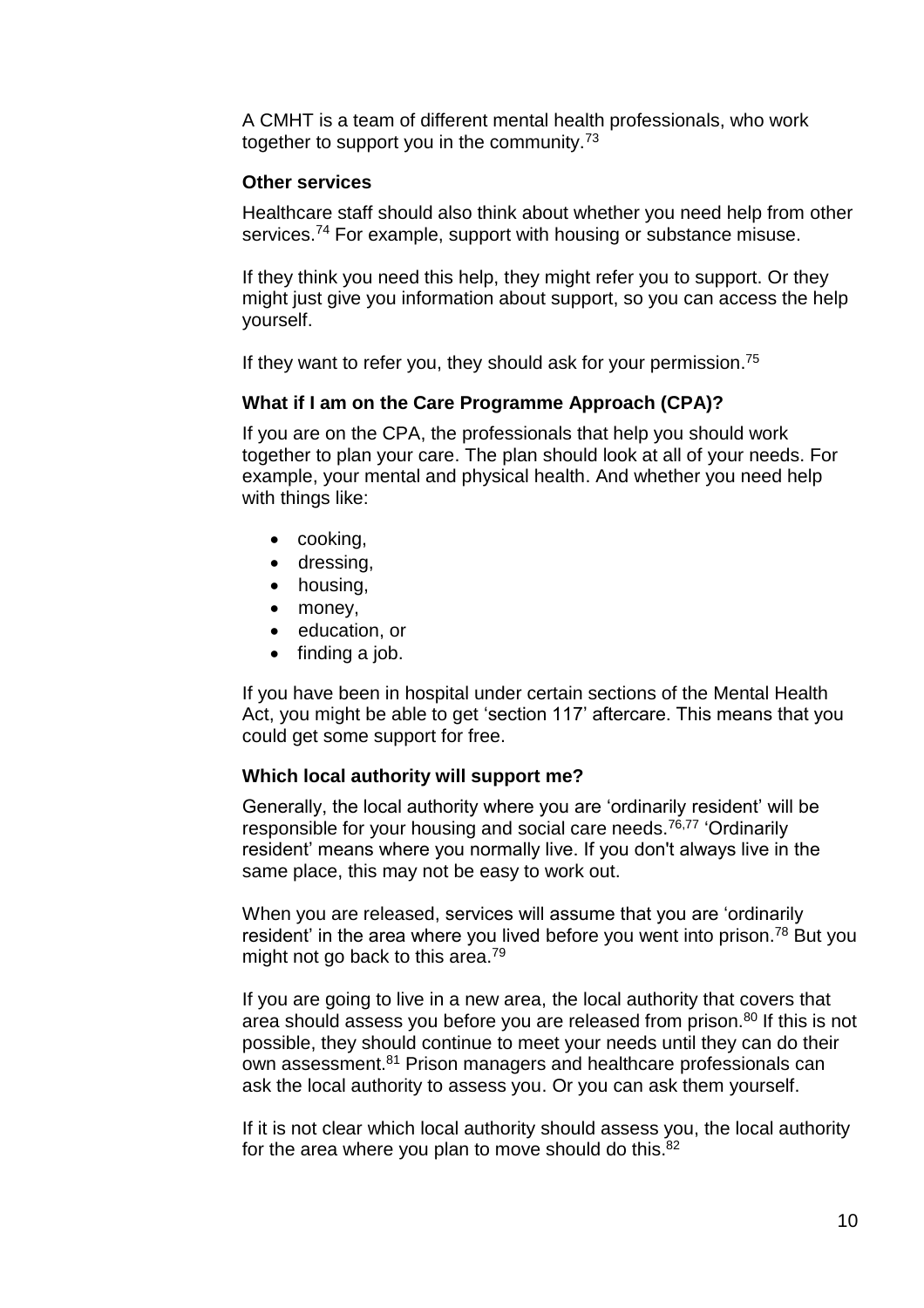A CMHT is a team of different mental health professionals, who work together to support you in the community.[73]

### Other services

Healthcare staff should also think about whether you need help from other services.[74] For example, support with housing or substance misuse.

If they think you need this help, they might refer you to support. Or they might just give you information about support, so you can access the help yourself.

If they want to refer you, they should ask for your permission.[75]

### What if I am on the Care Programme Approach (CPA)?

If you are on the CPA, the professionals that help you should work together to plan your care. The plan should look at all of your needs. For example, your mental and physical health. And whether you need help with things like:

- cooking,
- dressing,
- housing,
- money,
- education, or
- finding a job.

If you have been in hospital under certain sections of the Mental Health Act, you might be able to get 'section 117' aftercare. This means that you could get some support for free.

### Which local authority will support me?

Generally, the local authority where you are 'ordinarily resident' will be responsible for your housing and social care needs.[76,77] 'Ordinarily resident' means where you normally live. If you don't always live in the same place, this may not be easy to work out.

When you are released, services will assume that you are 'ordinarily resident' in the area where you lived before you went into prison.[78] But you might not go back to this area.[79]

If you are going to live in a new area, the local authority that covers that area should assess you before you are released from prison.[80] If this is not possible, they should continue to meet your needs until they can do their own assessment.[81] Prison managers and healthcare professionals can ask the local authority to assess you. Or you can ask them yourself.

If it is not clear which local authority should assess you, the local authority for the area where you plan to move should do this.[82]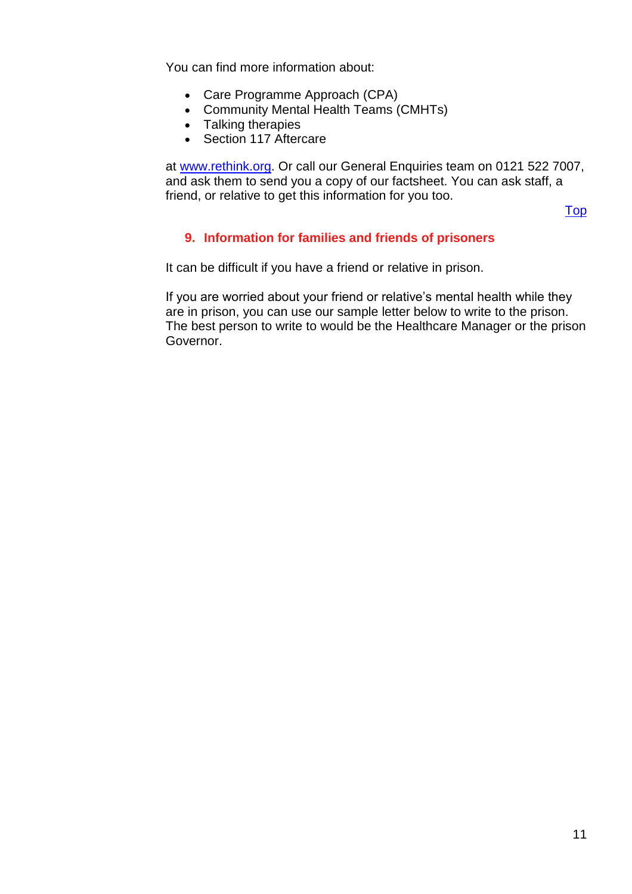You can find more information about:

- Care Programme Approach (CPA)
- Community Mental Health Teams (CMHTs)
- Talking therapies
- Section 117 Aftercare

at [www.rethink.org](www.rethink.org). Or call our General Enquiries team on 0121 522 7007, and ask them to send you a copy of our factsheet. You can ask staff, a friend, or relative to get this information for you too.

Top

## 9. Information for families and friends of prisoners

It can be difficult if you have a friend or relative in prison.

If you are worried about your friend or relative's mental health while they are in prison, you can use our sample letter below to write to the prison. The best person to write to would be the Healthcare Manager or the prison Governor.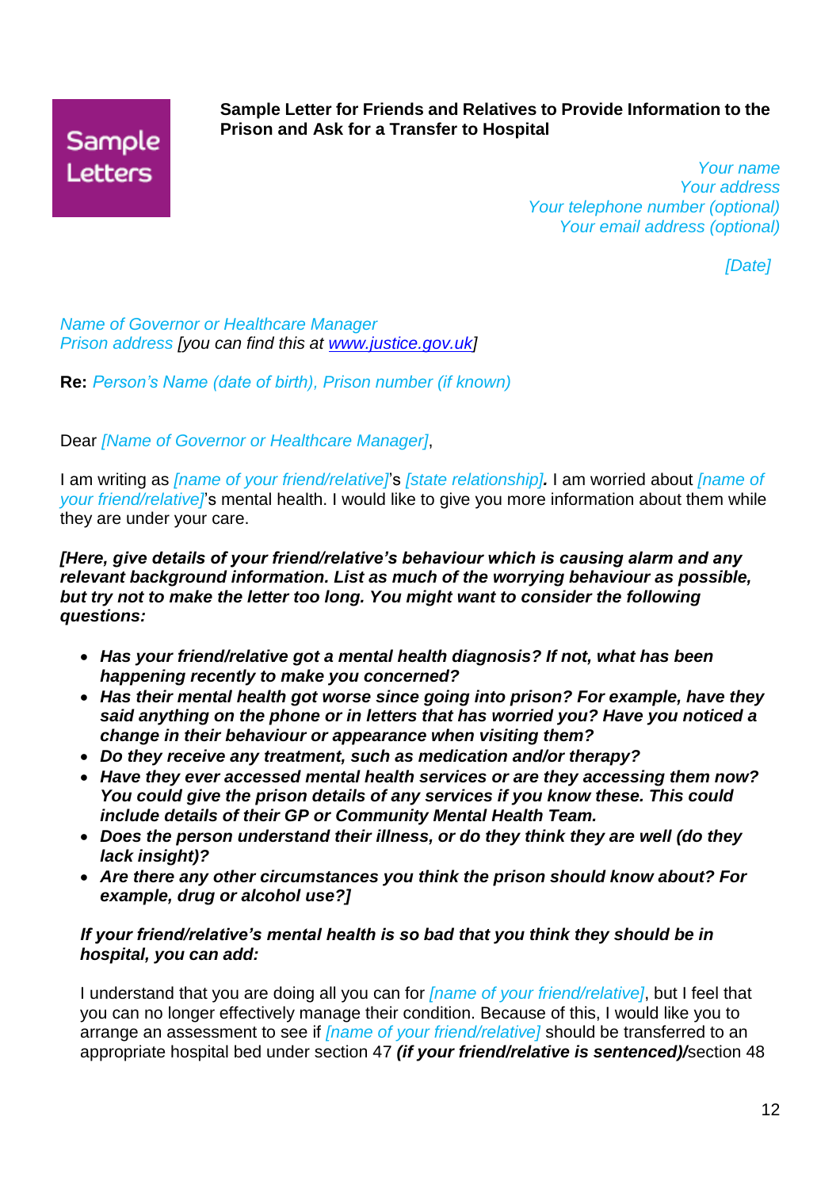**Sample Letters**

**Sample Letter for Friends and Relatives to Provide Information to the Prison and Ask for a Transfer to Hospital**

*Your name*
*Your address*
*Your telephone number (optional)*
*Your email address (optional)*

*[Date]*

*Name of Governor or Healthcare Manager*
*Prison address* [you can find this at www.justice.gov.uk]

**Re:** *Person's Name (date of birth), Prison number (if known)*

Dear *[Name of Governor or Healthcare Manager]*,

I am writing as *[name of your friend/relative]*'s *[state relationship]****.*** I am worried about *[name of your friend/relative]*'s mental health. I would like to give you more information about them while they are under your care.

***[Here, give details of your friend/relative's behaviour which is causing alarm and any relevant background information. List as much of the worrying behaviour as possible, but try not to make the letter too long. You might want to consider the following questions:***

- ***Has your friend/relative got a mental health diagnosis? If not, what has been happening recently to make you concerned?***
- ***Has their mental health got worse since going into prison? For example, have they said anything on the phone or in letters that has worried you? Have you noticed a change in their behaviour or appearance when visiting them?***
- ***Do they receive any treatment, such as medication and/or therapy?***
- ***Have they ever accessed mental health services or are they accessing them now? You could give the prison details of any services if you know these. This could include details of their GP or Community Mental Health Team.***
- ***Does the person understand their illness, or do they think they are well (do they lack insight)?***
- ***Are there any other circumstances you think the prison should know about? For example, drug or alcohol use?]***

***If your friend/relative's mental health is so bad that you think they should be in hospital, you can add:***

I understand that you are doing all you can for *[name of your friend/relative]*, but I feel that you can no longer effectively manage their condition. Because of this, I would like you to arrange an assessment to see if *[name of your friend/relative]* should be transferred to an appropriate hospital bed under section 47 ***(if your friend/relative is sentenced)***/section 48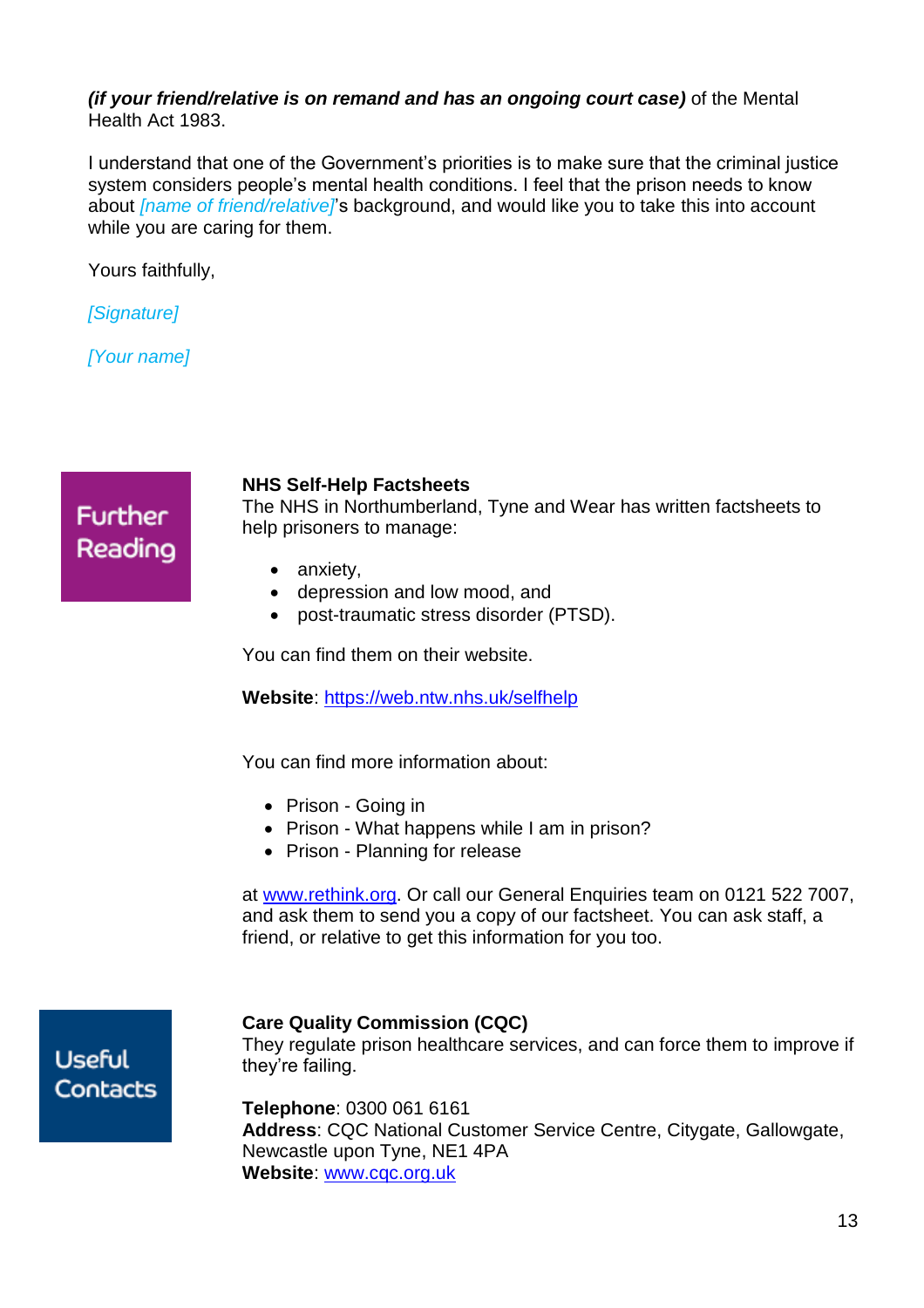***(if your friend/relative is on remand and has an ongoing court case)*** of the Mental Health Act 1983.

I understand that one of the Government's priorities is to make sure that the criminal justice system considers people's mental health conditions. I feel that the prison needs to know about *[name of friend/relative]*'s background, and would like you to take this into account while you are caring for them.

Yours faithfully,

*[Signature]*

*[Your name]*

## Further Reading

**NHS Self-Help Factsheets**
The NHS in Northumberland, Tyne and Wear has written factsheets to help prisoners to manage:

- anxiety,
- depression and low mood, and
- post-traumatic stress disorder (PTSD).

You can find them on their website.

**Website**: https://web.ntw.nhs.uk/selfhelp

You can find more information about:

- Prison - Going in
- Prison - What happens while I am in prison?
- Prison - Planning for release

at www.rethink.org. Or call our General Enquiries team on 0121 522 7007, and ask them to send you a copy of our factsheet. You can ask staff, a friend, or relative to get this information for you too.

## Useful Contacts

**Care Quality Commission (CQC)**
They regulate prison healthcare services, and can force them to improve if they're failing.

**Telephone**: 0300 061 6161
**Address**: CQC National Customer Service Centre, Citygate, Gallowgate, Newcastle upon Tyne, NE1 4PA
**Website**: www.cqc.org.uk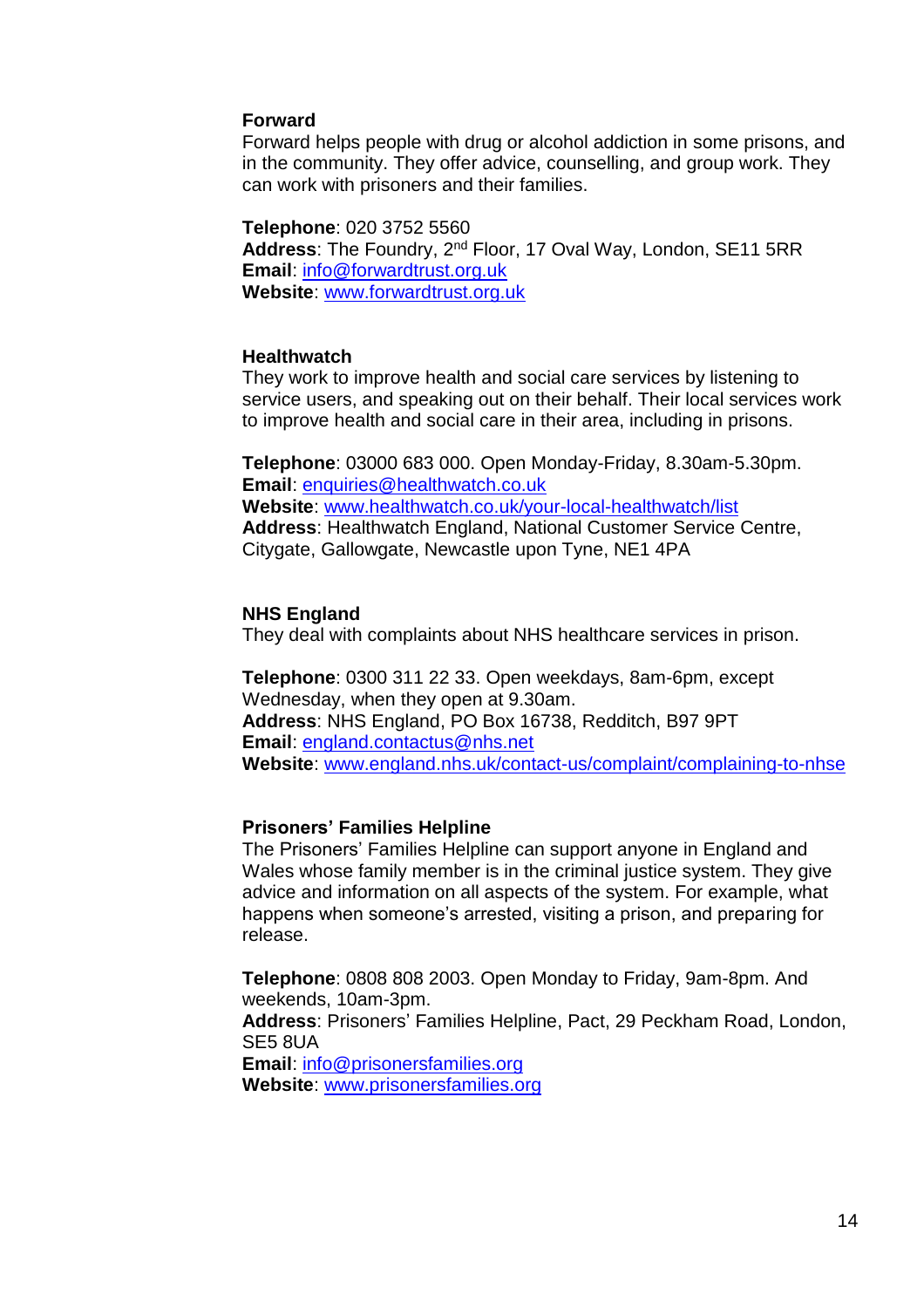**Forward**

Forward helps people with drug or alcohol addiction in some prisons, and in the community. They offer advice, counselling, and group work. They can work with prisoners and their families.

**Telephone**: 020 3752 5560
**Address**: The Foundry, 2nd Floor, 17 Oval Way, London, SE11 5RR
**Email**: info@forwardtrust.org.uk
**Website**: www.forwardtrust.org.uk

**Healthwatch**

They work to improve health and social care services by listening to service users, and speaking out on their behalf. Their local services work to improve health and social care in their area, including in prisons.

**Telephone**: 03000 683 000. Open Monday-Friday, 8.30am-5.30pm.
**Email**: enquiries@healthwatch.co.uk
**Website**: www.healthwatch.co.uk/your-local-healthwatch/list
**Address**: Healthwatch England, National Customer Service Centre, Citygate, Gallowgate, Newcastle upon Tyne, NE1 4PA

**NHS England**

They deal with complaints about NHS healthcare services in prison.

**Telephone**: 0300 311 22 33. Open weekdays, 8am-6pm, except Wednesday, when they open at 9.30am.
**Address**: NHS England, PO Box 16738, Redditch, B97 9PT
**Email**: england.contactus@nhs.net
**Website**: www.england.nhs.uk/contact-us/complaint/complaining-to-nhse

**Prisoners' Families Helpline**

The Prisoners' Families Helpline can support anyone in England and Wales whose family member is in the criminal justice system. They give advice and information on all aspects of the system. For example, what happens when someone's arrested, visiting a prison, and preparing for release.

**Telephone**: 0808 808 2003. Open Monday to Friday, 9am-8pm. And weekends, 10am-3pm.
**Address**: Prisoners' Families Helpline, Pact, 29 Peckham Road, London, SE5 8UA
**Email**: info@prisonersfamilies.org
**Website**: www.prisonersfamilies.org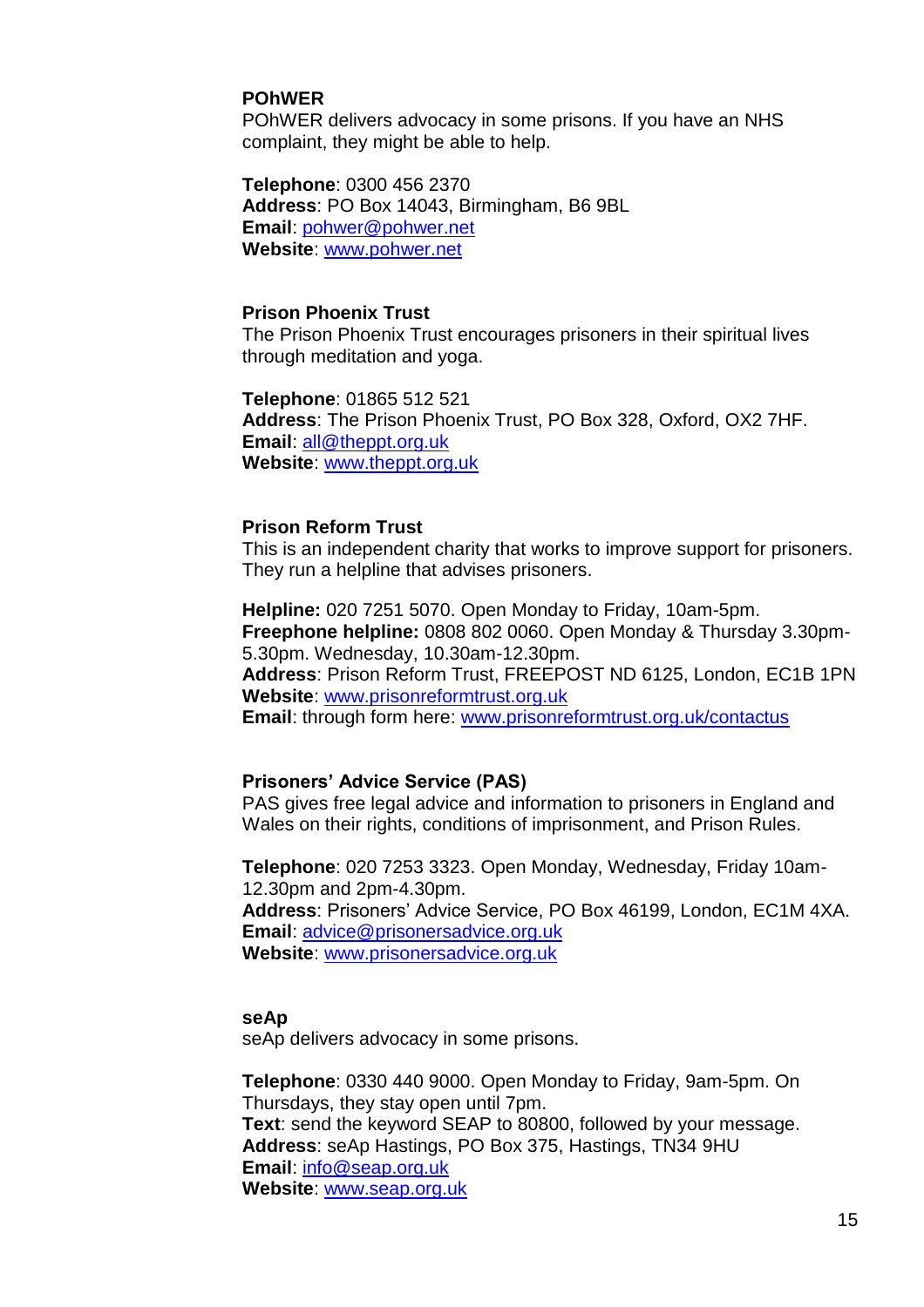**POhWER**

POhWER delivers advocacy in some prisons. If you have an NHS complaint, they might be able to help.

**Telephone**: 0300 456 2370
**Address**: PO Box 14043, Birmingham, B6 9BL
**Email**: pohwer@pohwer.net
**Website**: www.pohwer.net

**Prison Phoenix Trust**

The Prison Phoenix Trust encourages prisoners in their spiritual lives through meditation and yoga.

**Telephone**: 01865 512 521
**Address**: The Prison Phoenix Trust, PO Box 328, Oxford, OX2 7HF.
**Email**: all@theppt.org.uk
**Website**: www.theppt.org.uk

**Prison Reform Trust**

This is an independent charity that works to improve support for prisoners. They run a helpline that advises prisoners.

**Helpline:** 020 7251 5070. Open Monday to Friday, 10am-5pm.
**Freephone helpline:** 0808 802 0060. Open Monday & Thursday 3.30pm-5.30pm. Wednesday, 10.30am-12.30pm.
**Address**: Prison Reform Trust, FREEPOST ND 6125, London, EC1B 1PN
**Website**: www.prisonreformtrust.org.uk
**Email**: through form here: www.prisonreformtrust.org.uk/contactus

**Prisoners' Advice Service (PAS)**

PAS gives free legal advice and information to prisoners in England and Wales on their rights, conditions of imprisonment, and Prison Rules.

**Telephone**: 020 7253 3323. Open Monday, Wednesday, Friday 10am-12.30pm and 2pm-4.30pm.
**Address**: Prisoners' Advice Service, PO Box 46199, London, EC1M 4XA.
**Email**: advice@prisonersadvice.org.uk
**Website**: www.prisonersadvice.org.uk

**seAp**

seAp delivers advocacy in some prisons.

**Telephone**: 0330 440 9000. Open Monday to Friday, 9am-5pm. On Thursdays, they stay open until 7pm.
**Text**: send the keyword SEAP to 80800, followed by your message.
**Address**: seAp Hastings, PO Box 375, Hastings, TN34 9HU
**Email**: info@seap.org.uk
**Website**: www.seap.org.uk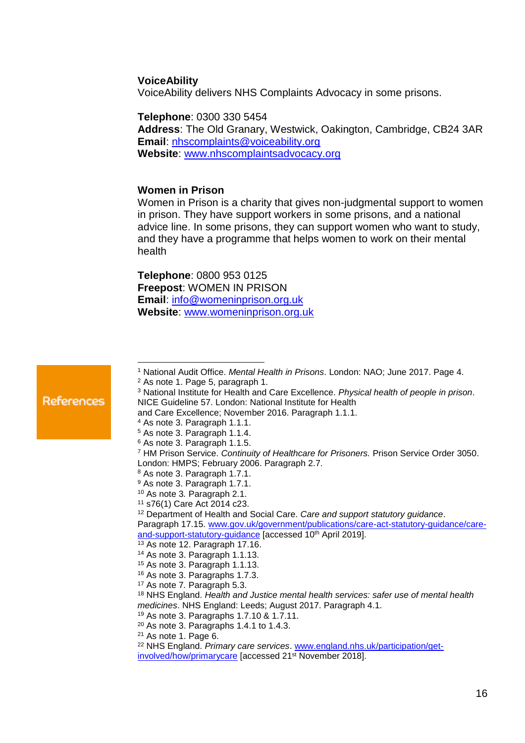**VoiceAbility**
VoiceAbility delivers NHS Complaints Advocacy in some prisons.

**Telephone**: 0300 330 5454
**Address**: The Old Granary, Westwick, Oakington, Cambridge, CB24 3AR
**Email**: nhscomplaints@voiceability.org
**Website**: www.nhscomplaintsadvocacy.org

**Women in Prison**
Women in Prison is a charity that gives non-judgmental support to women in prison. They have support workers in some prisons, and a national advice line. In some prisons, they can support women who want to study, and they have a programme that helps women to work on their mental health

**Telephone**: 0800 953 0125
**Freepost**: WOMEN IN PRISON
**Email**: info@womeninprison.org.uk
**Website**: www.womeninprison.org.uk

## References

[1] National Audit Office. *Mental Health in Prisons*. London: NAO; June 2017. Page 4.
[2] As note 1. Page 5, paragraph 1.
[3] National Institute for Health and Care Excellence. *Physical health of people in prison*. NICE Guideline 57. London: National Institute for Health and Care Excellence; November 2016. Paragraph 1.1.1.
[4] As note 3. Paragraph 1.1.1.
[5] As note 3. Paragraph 1.1.4.
[6] As note 3. Paragraph 1.1.5.
[7] HM Prison Service. *Continuity of Healthcare for Prisoners.* Prison Service Order 3050. London: HMPS; February 2006. Paragraph 2.7.
[8] As note 3. Paragraph 1.7.1.
[9] As note 3. Paragraph 1.7.1.
[10] As note 3. Paragraph 2.1.
[11] s76(1) Care Act 2014 c23.
[12] Department of Health and Social Care. *Care and support statutory guidance*. Paragraph 17.15. www.gov.uk/government/publications/care-act-statutory-guidance/care-and-support-statutory-guidance [accessed 10th April 2019].
[13] As note 12. Paragraph 17.16.
[14] As note 3. Paragraph 1.1.13.
[15] As note 3. Paragraph 1.1.13.
[16] As note 3. Paragraphs 1.7.3.
[17] As note 7. Paragraph 5.3.
[18] NHS England. *Health and Justice mental health services: safer use of mental health medicines*. NHS England: Leeds; August 2017. Paragraph 4.1.
[19] As note 3. Paragraphs 1.7.10 & 1.7.11.
[20] As note 3. Paragraphs 1.4.1 to 1.4.3.
[21] As note 1. Page 6.
[22] NHS England. *Primary care services*. www.england.nhs.uk/participation/get-involved/how/primarycare [accessed 21st November 2018].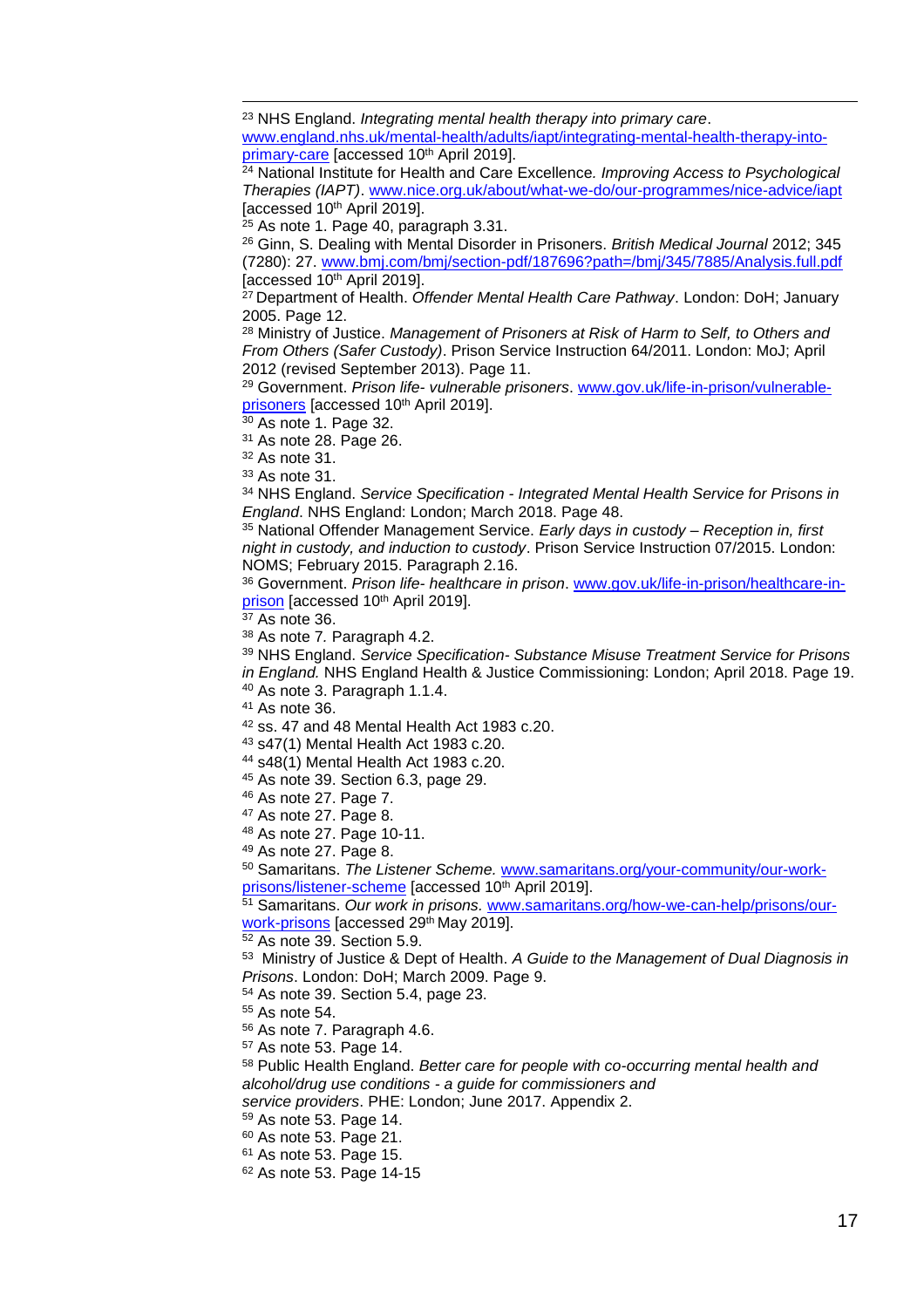[23] NHS England. *Integrating mental health therapy into primary care*. www.england.nhs.uk/mental-health/adults/iapt/integrating-mental-health-therapy-into-primary-care [accessed 10th April 2019].

[24] National Institute for Health and Care Excellence. *Improving Access to Psychological Therapies (IAPT)*. www.nice.org.uk/about/what-we-do/our-programmes/nice-advice/iapt [accessed 10th April 2019].

[25] As note 1. Page 40, paragraph 3.31.

[26] Ginn, S. Dealing with Mental Disorder in Prisoners. *British Medical Journal* 2012; 345 (7280): 27. www.bmj.com/bmj/section-pdf/187696?path=/bmj/345/7885/Analysis.full.pdf [accessed 10th April 2019].

[27] Department of Health. *Offender Mental Health Care Pathway*. London: DoH; January 2005. Page 12.

[28] Ministry of Justice. *Management of Prisoners at Risk of Harm to Self, to Others and From Others (Safer Custody)*. Prison Service Instruction 64/2011. London: MoJ; April 2012 (revised September 2013). Page 11.

[29] Government. *Prison life- vulnerable prisoners*. www.gov.uk/life-in-prison/vulnerable-prisoners [accessed 10th April 2019].

[30] As note 1. Page 32.

[31] As note 28. Page 26.

[32] As note 31.

[33] As note 31.

[34] NHS England. *Service Specification - Integrated Mental Health Service for Prisons in England*. NHS England: London; March 2018. Page 48.

[35] National Offender Management Service. *Early days in custody – Reception in, first night in custody, and induction to custody*. Prison Service Instruction 07/2015. London: NOMS; February 2015. Paragraph 2.16.

[36] Government. *Prison life- healthcare in prison*. www.gov.uk/life-in-prison/healthcare-in-prison [accessed 10th April 2019].

[37] As note 36.

[38] As note 7. Paragraph 4.2.

[39] NHS England. *Service Specification- Substance Misuse Treatment Service for Prisons in England.* NHS England Health & Justice Commissioning: London; April 2018. Page 19.

[40] As note 3. Paragraph 1.1.4.

[41] As note 36.

[42] ss. 47 and 48 Mental Health Act 1983 c.20.

[43] s47(1) Mental Health Act 1983 c.20.

[44] s48(1) Mental Health Act 1983 c.20.

[45] As note 39. Section 6.3, page 29.

[46] As note 27. Page 7.

[47] As note 27. Page 8.

[48] As note 27. Page 10-11.

[49] As note 27. Page 8.

[50] Samaritans. *The Listener Scheme.* www.samaritans.org/your-community/our-work-prisons/listener-scheme [accessed 10th April 2019].

[51] Samaritans. *Our work in prisons.* www.samaritans.org/how-we-can-help/prisons/our-work-prisons [accessed 29th May 2019].

[52] As note 39. Section 5.9.

[53] Ministry of Justice & Dept of Health. *A Guide to the Management of Dual Diagnosis in Prisons*. London: DoH; March 2009. Page 9.

[54] As note 39. Section 5.4, page 23.

[55] As note 54.

[56] As note 7. Paragraph 4.6.

[57] As note 53. Page 14.

[58] Public Health England. *Better care for people with co-occurring mental health and alcohol/drug use conditions - a guide for commissioners and service providers*. PHE: London; June 2017. Appendix 2.

[59] As note 53. Page 14.

[60] As note 53. Page 21.

[61] As note 53. Page 15.

[62] As note 53. Page 14-15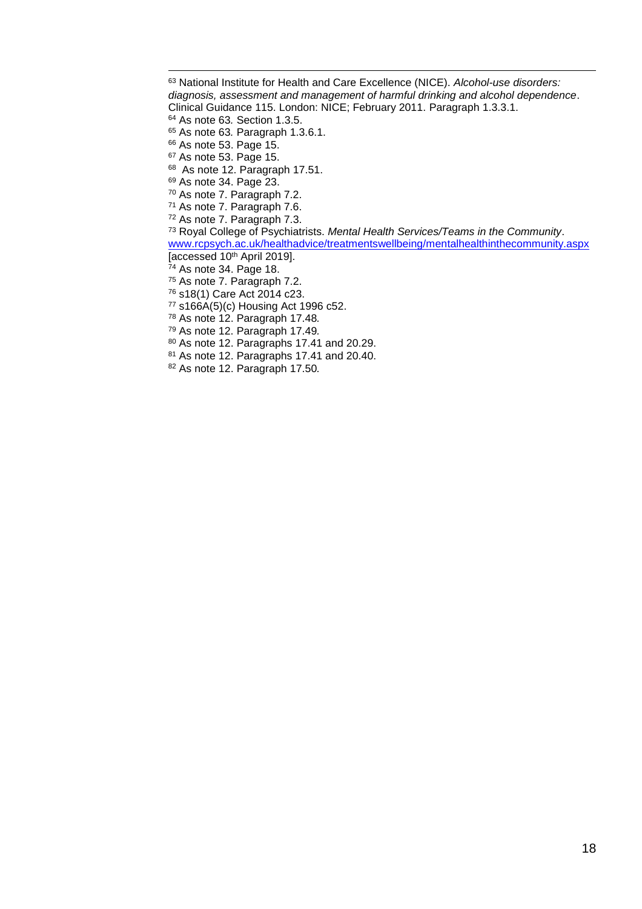[63] National Institute for Health and Care Excellence (NICE). *Alcohol-use disorders: diagnosis, assessment and management of harmful drinking and alcohol dependence*. Clinical Guidance 115. London: NICE; February 2011. Paragraph 1.3.3.1.

[64] As note 63. Section 1.3.5.

[65] As note 63. Paragraph 1.3.6.1.

[66] As note 53. Page 15.

[67] As note 53. Page 15.

[68] As note 12. Paragraph 17.51.

[69] As note 34. Page 23.

[70] As note 7. Paragraph 7.2.

[71] As note 7. Paragraph 7.6.

[72] As note 7. Paragraph 7.3.

[73] Royal College of Psychiatrists. *Mental Health Services/Teams in the Community*. www.rcpsych.ac.uk/healthadvice/treatmentswellbeing/mentalhealthinthecommunity.aspx [accessed 10th April 2019].

[74] As note 34. Page 18.

[75] As note 7. Paragraph 7.2.

[76] s18(1) Care Act 2014 c23.

[77] s166A(5)(c) Housing Act 1996 c52.

[78] As note 12. Paragraph 17.48.

[79] As note 12. Paragraph 17.49.

[80] As note 12. Paragraphs 17.41 and 20.29.

[81] As note 12. Paragraphs 17.41 and 20.40.

[82] As note 12. Paragraph 17.50.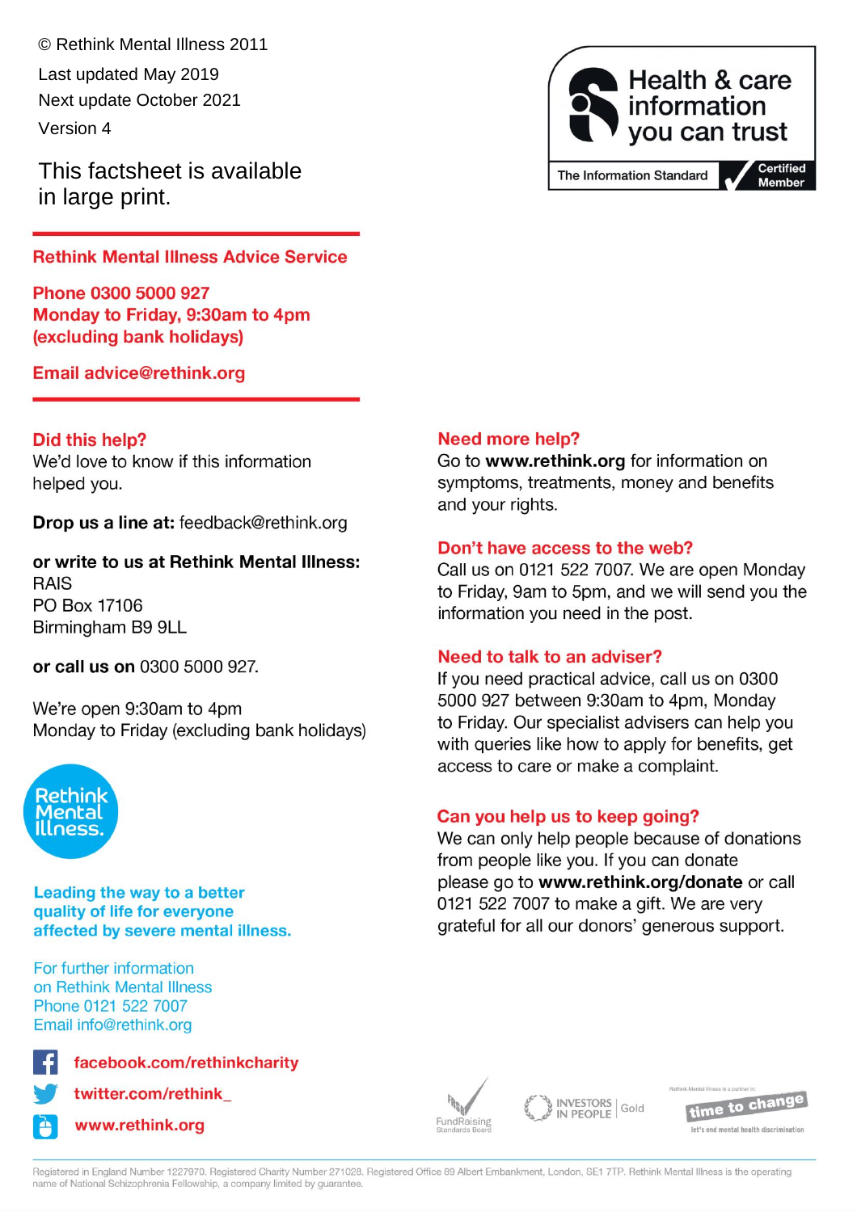© Rethink Mental Illness 2011

Last updated May 2019

Next update October 2021

Version 4

This factsheet is available in large print.

Health & care information you can trust

The Information Standard — Certified Member

**Rethink Mental Illness Advice Service**

**Phone 0300 5000 927**
**Monday to Friday, 9:30am to 4pm**
**(excluding bank holidays)**

**Email advice@rethink.org**

## Did this help?

We'd love to know if this information helped you.

**Drop us a line at:** feedback@rethink.org

**or write to us at Rethink Mental Illness:**
RAIS
PO Box 17106
Birmingham B9 9LL

**or call us on** 0300 5000 927.

We're open 9:30am to 4pm
Monday to Friday (excluding bank holidays)

Rethink Mental Illness.

**Leading the way to a better quality of life for everyone affected by severe mental illness.**

For further information on Rethink Mental Illness
Phone 0121 522 7007
Email info@rethink.org

facebook.com/rethinkcharity

twitter.com/rethink_

www.rethink.org

## Need more help?

Go to **www.rethink.org** for information on symptoms, treatments, money and benefits and your rights.

## Don't have access to the web?

Call us on 0121 522 7007. We are open Monday to Friday, 9am to 5pm, and we will send you the information you need in the post.

## Need to talk to an adviser?

If you need practical advice, call us on 0300 5000 927 between 9:30am to 4pm, Monday to Friday. Our specialist advisers can help you with queries like how to apply for benefits, get access to care or make a complaint.

## Can you help us to keep going?

We can only help people because of donations from people like you. If you can donate please go to **www.rethink.org/donate** or call 0121 522 7007 to make a gift. We are very grateful for all our donors' generous support.

FundRaising Standards Board

INVESTORS IN PEOPLE | Gold

Rethink Mental Illness is a partner in: time to change — let's end mental health discrimination

Registered in England Number 1227970. Registered Charity Number 271028. Registered Office 89 Albert Embankment, London, SE1 7TP. Rethink Mental Illness is the operating name of National Schizophrenia Fellowship, a company limited by guarantee.